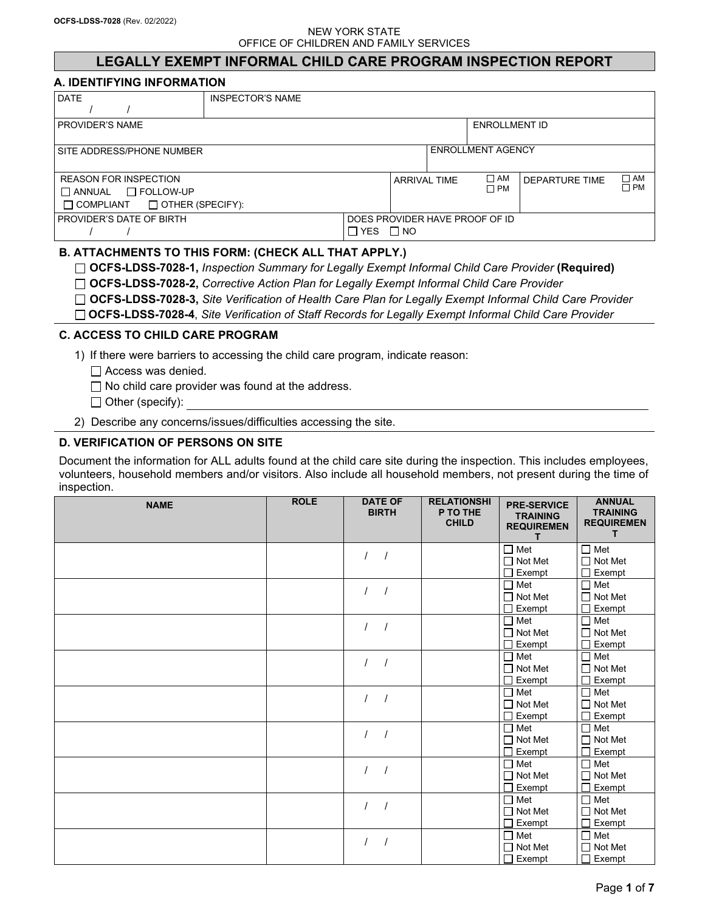OCFS-LDSS-7028 (Rev. 02/2022)

NEW YORK STATE
OFFICE OF CHILDREN AND FAMILY SERVICES

# LEGALLY EXEMPT INFORMAL CHILD CARE PROGRAM INSPECTION REPORT

## A. IDENTIFYING INFORMATION

| DATE / / | INSPECTOR'S NAME | | |
|---|---|---|---|
| PROVIDER'S NAME | | ENROLLMENT ID | |
| SITE ADDRESS/PHONE NUMBER | | ENROLLMENT AGENCY | |
| REASON FOR INSPECTION ☐ ANNUAL ☐ FOLLOW-UP ☐ COMPLIANT ☐ OTHER (SPECIFY): | | ARRIVAL TIME ☐ AM ☐ PM | DEPARTURE TIME ☐ AM ☐ PM |
| PROVIDER'S DATE OF BIRTH / / | | DOES PROVIDER HAVE PROOF OF ID ☐ YES ☐ NO | |

## B. ATTACHMENTS TO THIS FORM: (CHECK ALL THAT APPLY.)

☐ **OCFS-LDSS-7028-1,** *Inspection Summary for Legally Exempt Informal Child Care Provider* **(Required)**
☐ **OCFS-LDSS-7028-2,** *Corrective Action Plan for Legally Exempt Informal Child Care Provider*
☐ **OCFS-LDSS-7028-3,** *Site Verification of Health Care Plan for Legally Exempt Informal Child Care Provider*
☐ **OCFS-LDSS-7028-4**, *Site Verification of Staff Records for Legally Exempt Informal Child Care Provider*

## C. ACCESS TO CHILD CARE PROGRAM

1) If there were barriers to accessing the child care program, indicate reason:
   - ☐ Access was denied.
   - ☐ No child care provider was found at the address.
   - ☐ Other (specify): ______________________

2) Describe any concerns/issues/difficulties accessing the site.

## D. VERIFICATION OF PERSONS ON SITE

Document the information for ALL adults found at the child care site during the inspection. This includes employees, volunteers, household members and/or visitors. Also include all household members, not present during the time of inspection.

| NAME | ROLE | DATE OF BIRTH | RELATIONSHIP TO THE CHILD | PRE-SERVICE TRAINING REQUIREMENT | ANNUAL TRAINING REQUIREMENT |
|---|---|---|---|---|---|
| | | / / | | ☐ Met ☐ Not Met ☐ Exempt | ☐ Met ☐ Not Met ☐ Exempt |
| | | / / | | ☐ Met ☐ Not Met ☐ Exempt | ☐ Met ☐ Not Met ☐ Exempt |
| | | / / | | ☐ Met ☐ Not Met ☐ Exempt | ☐ Met ☐ Not Met ☐ Exempt |
| | | / / | | ☐ Met ☐ Not Met ☐ Exempt | ☐ Met ☐ Not Met ☐ Exempt |
| | | / / | | ☐ Met ☐ Not Met ☐ Exempt | ☐ Met ☐ Not Met ☐ Exempt |
| | | / / | | ☐ Met ☐ Not Met ☐ Exempt | ☐ Met ☐ Not Met ☐ Exempt |
| | | / / | | ☐ Met ☐ Not Met ☐ Exempt | ☐ Met ☐ Not Met ☐ Exempt |
| | | / / | | ☐ Met ☐ Not Met ☐ Exempt | ☐ Met ☐ Not Met ☐ Exempt |
| | | / / | | ☐ Met ☐ Not Met ☐ Exempt | ☐ Met ☐ Not Met ☐ Exempt |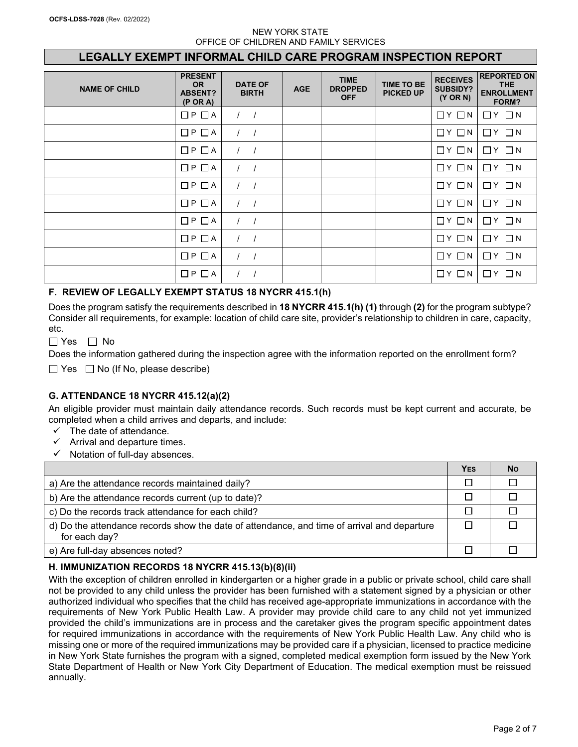OCFS-LDSS-7028 (Rev. 02/2022)

NEW YORK STATE
OFFICE OF CHILDREN AND FAMILY SERVICES

# LEGALLY EXEMPT INFORMAL CHILD CARE PROGRAM INSPECTION REPORT

| NAME OF CHILD | PRESENT OR ABSENT? (P OR A) | DATE OF BIRTH | AGE | TIME DROPPED OFF | TIME TO BE PICKED UP | RECEIVES SUBSIDY? (Y OR N) | REPORTED ON THE ENROLLMENT FORM? |
|---|---|---|---|---|---|---|---|
| | ☐ P ☐ A | / / | | | | ☐ Y ☐ N | ☐ Y ☐ N |
| | ☐ P ☐ A | / / | | | | ☐ Y ☐ N | ☐ Y ☐ N |
| | ☐ P ☐ A | / / | | | | ☐ Y ☐ N | ☐ Y ☐ N |
| | ☐ P ☐ A | / / | | | | ☐ Y ☐ N | ☐ Y ☐ N |
| | ☐ P ☐ A | / / | | | | ☐ Y ☐ N | ☐ Y ☐ N |
| | ☐ P ☐ A | / / | | | | ☐ Y ☐ N | ☐ Y ☐ N |
| | ☐ P ☐ A | / / | | | | ☐ Y ☐ N | ☐ Y ☐ N |
| | ☐ P ☐ A | / / | | | | ☐ Y ☐ N | ☐ Y ☐ N |
| | ☐ P ☐ A | / / | | | | ☐ Y ☐ N | ☐ Y ☐ N |
| | ☐ P ☐ A | / / | | | | ☐ Y ☐ N | ☐ Y ☐ N |

## F. REVIEW OF LEGALLY EXEMPT STATUS 18 NYCRR 415.1(h)

Does the program satisfy the requirements described in **18 NYCRR 415.1(h) (1)** through **(2)** for the program subtype? Consider all requirements, for example: location of child care site, provider's relationship to children in care, capacity, etc.

☐ Yes ☐ No

Does the information gathered during the inspection agree with the information reported on the enrollment form?

☐ Yes ☐ No (If No, please describe)

## G. ATTENDANCE 18 NYCRR 415.12(a)(2)

An eligible provider must maintain daily attendance records. Such records must be kept current and accurate, be completed when a child arrives and departs, and include:

- ✓ The date of attendance.
- ✓ Arrival and departure times.
- ✓ Notation of full-day absences.

| | YES | NO |
|---|---|---|
| a) Are the attendance records maintained daily? | ☐ | ☐ |
| b) Are the attendance records current (up to date)? | ☐ | ☐ |
| c) Do the records track attendance for each child? | ☐ | ☐ |
| d) Do the attendance records show the date of attendance, and time of arrival and departure for each day? | ☐ | ☐ |
| e) Are full-day absences noted? | ☐ | ☐ |

## H. IMMUNIZATION RECORDS 18 NYCRR 415.13(b)(8)(ii)

With the exception of children enrolled in kindergarten or a higher grade in a public or private school, child care shall not be provided to any child unless the provider has been furnished with a statement signed by a physician or other authorized individual who specifies that the child has received age-appropriate immunizations in accordance with the requirements of New York Public Health Law. A provider may provide child care to any child not yet immunized provided the child's immunizations are in process and the caretaker gives the program specific appointment dates for required immunizations in accordance with the requirements of New York Public Health Law. Any child who is missing one or more of the required immunizations may be provided care if a physician, licensed to practice medicine in New York State furnishes the program with a signed, completed medical exemption form issued by the New York State Department of Health or New York City Department of Education. The medical exemption must be reissued annually.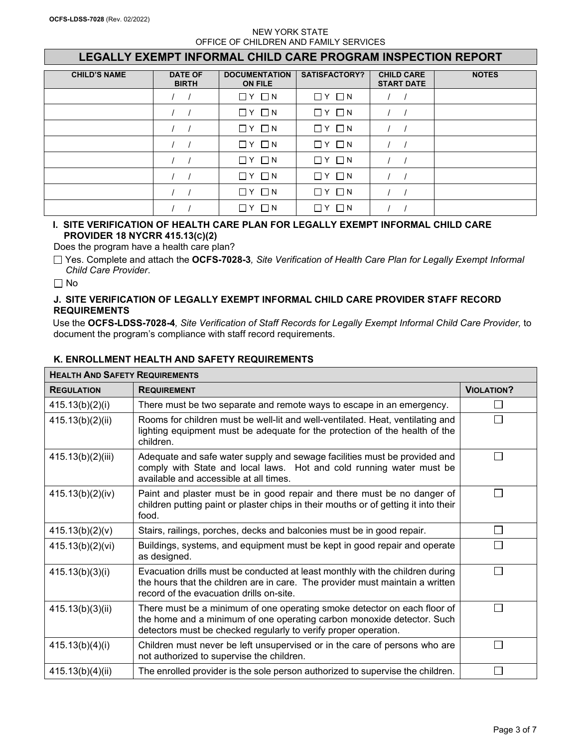NEW YORK STATE
OFFICE OF CHILDREN AND FAMILY SERVICES

# LEGALLY EXEMPT INFORMAL CHILD CARE PROGRAM INSPECTION REPORT

| CHILD'S NAME | DATE OF BIRTH | DOCUMENTATION ON FILE | SATISFACTORY? | CHILD CARE START DATE | NOTES |
|---|---|---|---|---|---|
| | / / | ☐ Y ☐ N | ☐ Y ☐ N | / / | |
| | / / | ☐ Y ☐ N | ☐ Y ☐ N | / / | |
| | / / | ☐ Y ☐ N | ☐ Y ☐ N | / / | |
| | / / | ☐ Y ☐ N | ☐ Y ☐ N | / / | |
| | / / | ☐ Y ☐ N | ☐ Y ☐ N | / / | |
| | / / | ☐ Y ☐ N | ☐ Y ☐ N | / / | |
| | / / | ☐ Y ☐ N | ☐ Y ☐ N | / / | |
| | / / | ☐ Y ☐ N | ☐ Y ☐ N | / / | |

### I. SITE VERIFICATION OF HEALTH CARE PLAN FOR LEGALLY EXEMPT INFORMAL CHILD CARE PROVIDER 18 NYCRR 415.13(C)(2)

Does the program have a health care plan?

☐ Yes. Complete and attach the **OCFS-7028-3**, *Site Verification of Health Care Plan for Legally Exempt Informal Child Care Provider*.

☐ No

### J. SITE VERIFICATION OF LEGALLY EXEMPT INFORMAL CHILD CARE PROVIDER STAFF RECORD REQUIREMENTS

Use the **OCFS-LDSS-7028-4**, *Site Verification of Staff Records for Legally Exempt Informal Child Care Provider,* to document the program's compliance with staff record requirements.

### K. ENROLLMENT HEALTH AND SAFETY REQUIREMENTS

| HEALTH AND SAFETY REQUIREMENTS | | |
|---|---|---|
| **REGULATION** | **REQUIREMENT** | **VIOLATION?** |
| 415.13(b)(2)(i) | There must be two separate and remote ways to escape in an emergency. | ☐ |
| 415.13(b)(2)(ii) | Rooms for children must be well-lit and well-ventilated. Heat, ventilating and lighting equipment must be adequate for the protection of the health of the children. | ☐ |
| 415.13(b)(2)(iii) | Adequate and safe water supply and sewage facilities must be provided and comply with State and local laws. Hot and cold running water must be available and accessible at all times. | ☐ |
| 415.13(b)(2)(iv) | Paint and plaster must be in good repair and there must be no danger of children putting paint or plaster chips in their mouths or of getting it into their food. | ☐ |
| 415.13(b)(2)(v) | Stairs, railings, porches, decks and balconies must be in good repair. | ☐ |
| 415.13(b)(2)(vi) | Buildings, systems, and equipment must be kept in good repair and operate as designed. | ☐ |
| 415.13(b)(3)(i) | Evacuation drills must be conducted at least monthly with the children during the hours that the children are in care. The provider must maintain a written record of the evacuation drills on-site. | ☐ |
| 415.13(b)(3)(ii) | There must be a minimum of one operating smoke detector on each floor of the home and a minimum of one operating carbon monoxide detector. Such detectors must be checked regularly to verify proper operation. | ☐ |
| 415.13(b)(4)(i) | Children must never be left unsupervised or in the care of persons who are not authorized to supervise the children. | ☐ |
| 415.13(b)(4)(ii) | The enrolled provider is the sole person authorized to supervise the children. | ☐ |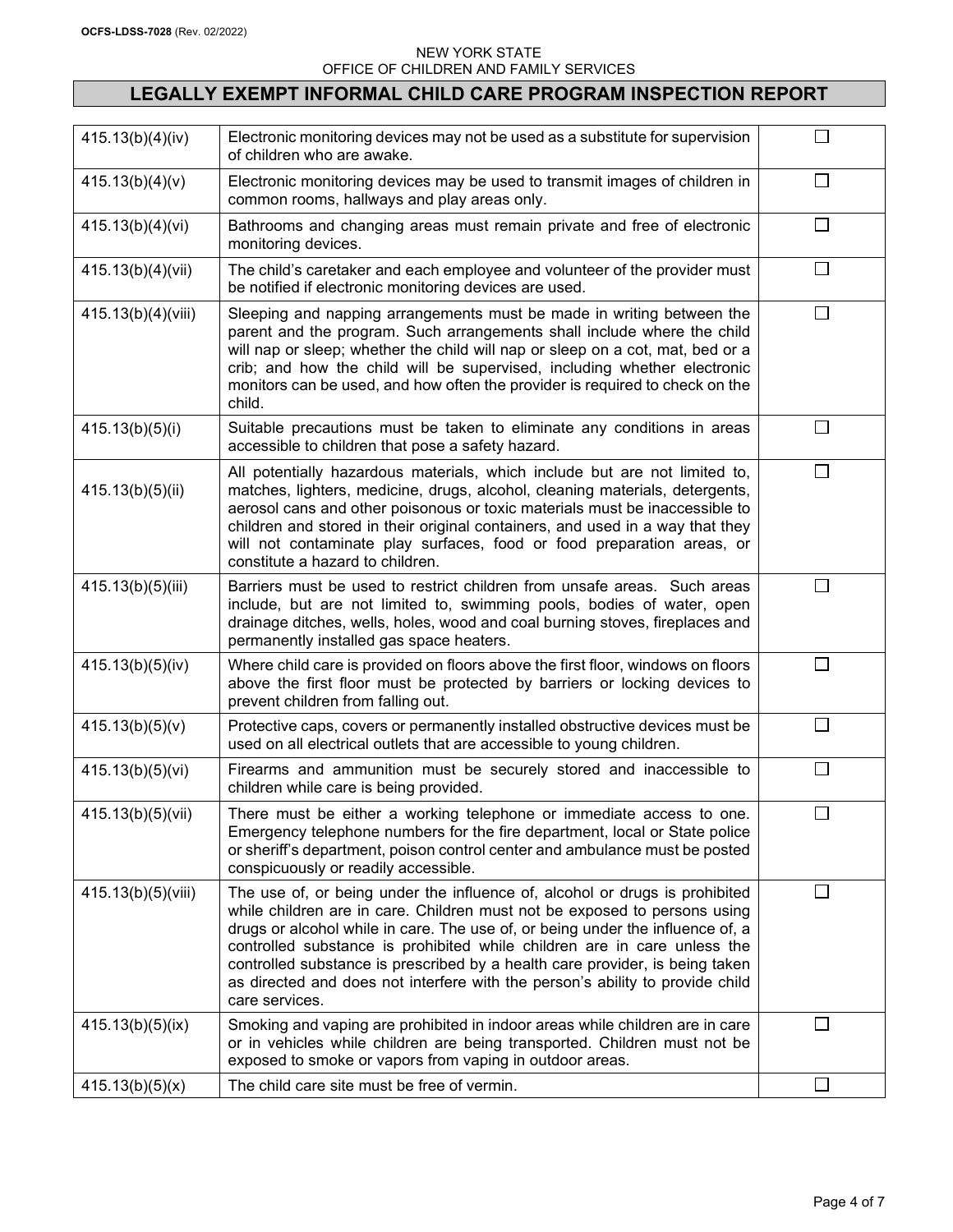OCFS-LDSS-7028 (Rev. 02/2022)

NEW YORK STATE
OFFICE OF CHILDREN AND FAMILY SERVICES

# LEGALLY EXEMPT INFORMAL CHILD CARE PROGRAM INSPECTION REPORT

| | | |
|---|---|---|
| 415.13(b)(4)(iv) | Electronic monitoring devices may not be used as a substitute for supervision of children who are awake. | ☐ |
| 415.13(b)(4)(v) | Electronic monitoring devices may be used to transmit images of children in common rooms, hallways and play areas only. | ☐ |
| 415.13(b)(4)(vi) | Bathrooms and changing areas must remain private and free of electronic monitoring devices. | ☐ |
| 415.13(b)(4)(vii) | The child's caretaker and each employee and volunteer of the provider must be notified if electronic monitoring devices are used. | ☐ |
| 415.13(b)(4)(viii) | Sleeping and napping arrangements must be made in writing between the parent and the program. Such arrangements shall include where the child will nap or sleep; whether the child will nap or sleep on a cot, mat, bed or a crib; and how the child will be supervised, including whether electronic monitors can be used, and how often the provider is required to check on the child. | ☐ |
| 415.13(b)(5)(i) | Suitable precautions must be taken to eliminate any conditions in areas accessible to children that pose a safety hazard. | ☐ |
| 415.13(b)(5)(ii) | All potentially hazardous materials, which include but are not limited to, matches, lighters, medicine, drugs, alcohol, cleaning materials, detergents, aerosol cans and other poisonous or toxic materials must be inaccessible to children and stored in their original containers, and used in a way that they will not contaminate play surfaces, food or food preparation areas, or constitute a hazard to children. | ☐ |
| 415.13(b)(5)(iii) | Barriers must be used to restrict children from unsafe areas. Such areas include, but are not limited to, swimming pools, bodies of water, open drainage ditches, wells, holes, wood and coal burning stoves, fireplaces and permanently installed gas space heaters. | ☐ |
| 415.13(b)(5)(iv) | Where child care is provided on floors above the first floor, windows on floors above the first floor must be protected by barriers or locking devices to prevent children from falling out. | ☐ |
| 415.13(b)(5)(v) | Protective caps, covers or permanently installed obstructive devices must be used on all electrical outlets that are accessible to young children. | ☐ |
| 415.13(b)(5)(vi) | Firearms and ammunition must be securely stored and inaccessible to children while care is being provided. | ☐ |
| 415.13(b)(5)(vii) | There must be either a working telephone or immediate access to one. Emergency telephone numbers for the fire department, local or State police or sheriff's department, poison control center and ambulance must be posted conspicuously or readily accessible. | ☐ |
| 415.13(b)(5)(viii) | The use of, or being under the influence of, alcohol or drugs is prohibited while children are in care. Children must not be exposed to persons using drugs or alcohol while in care. The use of, or being under the influence of, a controlled substance is prohibited while children are in care unless the controlled substance is prescribed by a health care provider, is being taken as directed and does not interfere with the person's ability to provide child care services. | ☐ |
| 415.13(b)(5)(ix) | Smoking and vaping are prohibited in indoor areas while children are in care or in vehicles while children are being transported. Children must not be exposed to smoke or vapors from vaping in outdoor areas. | ☐ |
| 415.13(b)(5)(x) | The child care site must be free of vermin. | ☐ |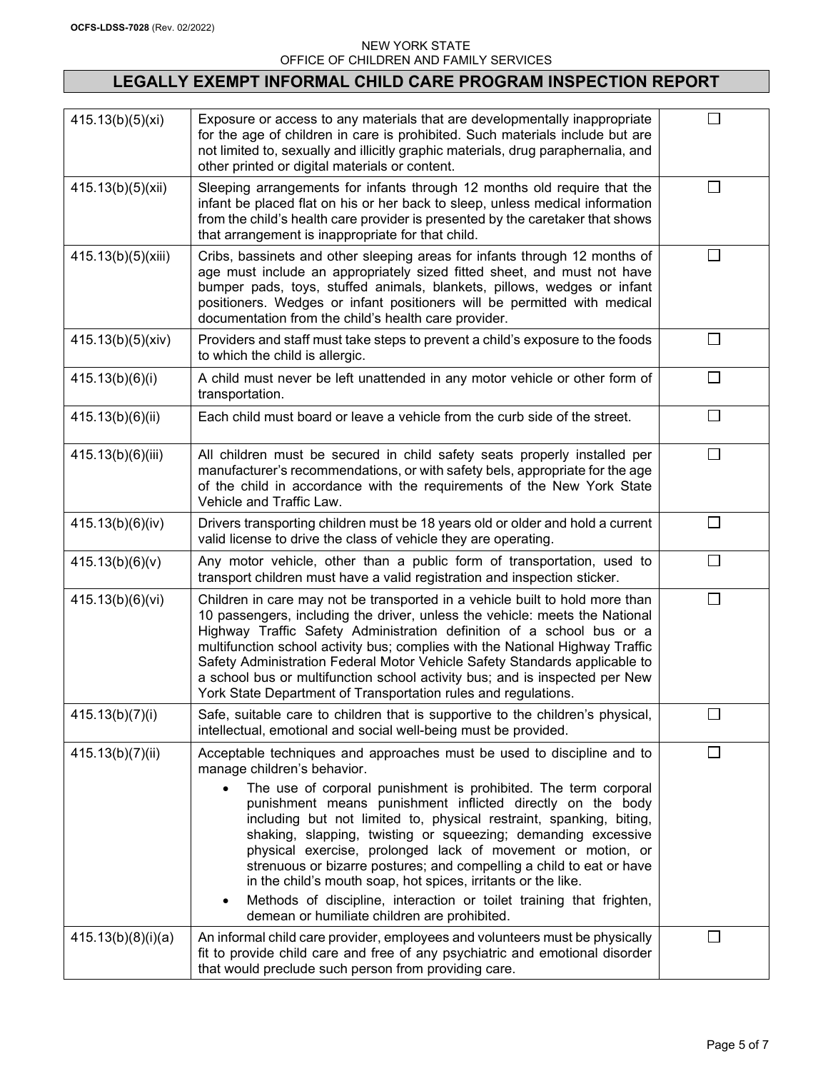OCFS-LDSS-7028 (Rev. 02/2022)

NEW YORK STATE
OFFICE OF CHILDREN AND FAMILY SERVICES

# LEGALLY EXEMPT INFORMAL CHILD CARE PROGRAM INSPECTION REPORT

| | | |
|---|---|---|
| 415.13(b)(5)(xi) | Exposure or access to any materials that are developmentally inappropriate for the age of children in care is prohibited. Such materials include but are not limited to, sexually and illicitly graphic materials, drug paraphernalia, and other printed or digital materials or content. | ☐ |
| 415.13(b)(5)(xii) | Sleeping arrangements for infants through 12 months old require that the infant be placed flat on his or her back to sleep, unless medical information from the child's health care provider is presented by the caretaker that shows that arrangement is inappropriate for that child. | ☐ |
| 415.13(b)(5)(xiii) | Cribs, bassinets and other sleeping areas for infants through 12 months of age must include an appropriately sized fitted sheet, and must not have bumper pads, toys, stuffed animals, blankets, pillows, wedges or infant positioners. Wedges or infant positioners will be permitted with medical documentation from the child's health care provider. | ☐ |
| 415.13(b)(5)(xiv) | Providers and staff must take steps to prevent a child's exposure to the foods to which the child is allergic. | ☐ |
| 415.13(b)(6)(i) | A child must never be left unattended in any motor vehicle or other form of transportation. | ☐ |
| 415.13(b)(6)(ii) | Each child must board or leave a vehicle from the curb side of the street. | ☐ |
| 415.13(b)(6)(iii) | All children must be secured in child safety seats properly installed per manufacturer's recommendations, or with safety bels, appropriate for the age of the child in accordance with the requirements of the New York State Vehicle and Traffic Law. | ☐ |
| 415.13(b)(6)(iv) | Drivers transporting children must be 18 years old or older and hold a current valid license to drive the class of vehicle they are operating. | ☐ |
| 415.13(b)(6)(v) | Any motor vehicle, other than a public form of transportation, used to transport children must have a valid registration and inspection sticker. | ☐ |
| 415.13(b)(6)(vi) | Children in care may not be transported in a vehicle built to hold more than 10 passengers, including the driver, unless the vehicle: meets the National Highway Traffic Safety Administration definition of a school bus or a multifunction school activity bus; complies with the National Highway Traffic Safety Administration Federal Motor Vehicle Safety Standards applicable to a school bus or multifunction school activity bus; and is inspected per New York State Department of Transportation rules and regulations. | ☐ |
| 415.13(b)(7)(i) | Safe, suitable care to children that is supportive to the children's physical, intellectual, emotional and social well-being must be provided. | ☐ |
| 415.13(b)(7)(ii) | Acceptable techniques and approaches must be used to discipline and to manage children's behavior.<br>• The use of corporal punishment is prohibited. The term corporal punishment means punishment inflicted directly on the body including but not limited to, physical restraint, spanking, biting, shaking, slapping, twisting or squeezing; demanding excessive physical exercise, prolonged lack of movement or motion, or strenuous or bizarre postures; and compelling a child to eat or have in the child's mouth soap, hot spices, irritants or the like.<br>• Methods of discipline, interaction or toilet training that frighten, demean or humiliate children are prohibited. | ☐ |
| 415.13(b)(8)(i)(a) | An informal child care provider, employees and volunteers must be physically fit to provide child care and free of any psychiatric and emotional disorder that would preclude such person from providing care. | ☐ |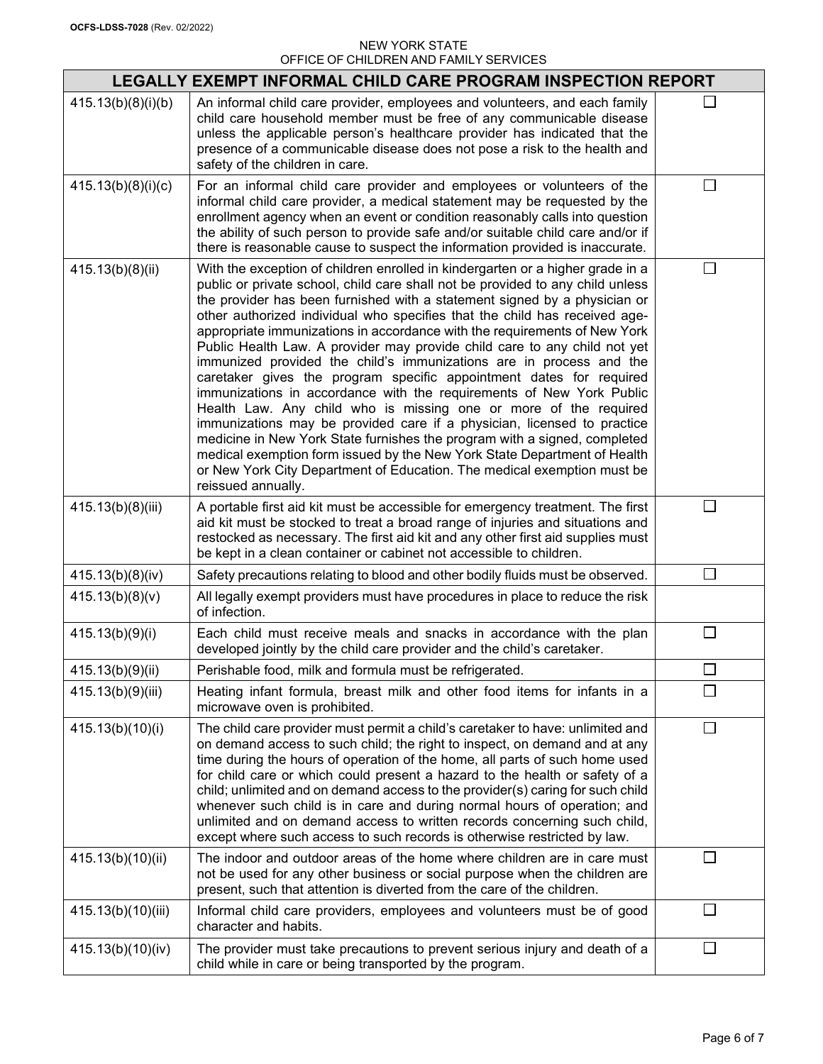NEW YORK STATE
OFFICE OF CHILDREN AND FAMILY SERVICES

| LEGALLY EXEMPT INFORMAL CHILD CARE PROGRAM INSPECTION REPORT | | |
|---|---|---|
| 415.13(b)(8)(i)(b) | An informal child care provider, employees and volunteers, and each family child care household member must be free of any communicable disease unless the applicable person's healthcare provider has indicated that the presence of a communicable disease does not pose a risk to the health and safety of the children in care. | ☐ |
| 415.13(b)(8)(i)(c) | For an informal child care provider and employees or volunteers of the informal child care provider, a medical statement may be requested by the enrollment agency when an event or condition reasonably calls into question the ability of such person to provide safe and/or suitable child care and/or if there is reasonable cause to suspect the information provided is inaccurate. | ☐ |
| 415.13(b)(8)(ii) | With the exception of children enrolled in kindergarten or a higher grade in a public or private school, child care shall not be provided to any child unless the provider has been furnished with a statement signed by a physician or other authorized individual who specifies that the child has received age-appropriate immunizations in accordance with the requirements of New York Public Health Law. A provider may provide child care to any child not yet immunized provided the child's immunizations are in process and the caretaker gives the program specific appointment dates for required immunizations in accordance with the requirements of New York Public Health Law. Any child who is missing one or more of the required immunizations may be provided care if a physician, licensed to practice medicine in New York State furnishes the program with a signed, completed medical exemption form issued by the New York State Department of Health or New York City Department of Education. The medical exemption must be reissued annually. | ☐ |
| 415.13(b)(8)(iii) | A portable first aid kit must be accessible for emergency treatment. The first aid kit must be stocked to treat a broad range of injuries and situations and restocked as necessary. The first aid kit and any other first aid supplies must be kept in a clean container or cabinet not accessible to children. | ☐ |
| 415.13(b)(8)(iv) | Safety precautions relating to blood and other bodily fluids must be observed. | ☐ |
| 415.13(b)(8)(v) | All legally exempt providers must have procedures in place to reduce the risk of infection. | |
| 415.13(b)(9)(i) | Each child must receive meals and snacks in accordance with the plan developed jointly by the child care provider and the child's caretaker. | ☐ |
| 415.13(b)(9)(ii) | Perishable food, milk and formula must be refrigerated. | ☐ |
| 415.13(b)(9)(iii) | Heating infant formula, breast milk and other food items for infants in a microwave oven is prohibited. | ☐ |
| 415.13(b)(10)(i) | The child care provider must permit a child's caretaker to have: unlimited and on demand access to such child; the right to inspect, on demand and at any time during the hours of operation of the home, all parts of such home used for child care or which could present a hazard to the health or safety of a child; unlimited and on demand access to the provider(s) caring for such child whenever such child is in care and during normal hours of operation; and unlimited and on demand access to written records concerning such child, except where such access to such records is otherwise restricted by law. | ☐ |
| 415.13(b)(10)(ii) | The indoor and outdoor areas of the home where children are in care must not be used for any other business or social purpose when the children are present, such that attention is diverted from the care of the children. | ☐ |
| 415.13(b)(10)(iii) | Informal child care providers, employees and volunteers must be of good character and habits. | ☐ |
| 415.13(b)(10)(iv) | The provider must take precautions to prevent serious injury and death of a child while in care or being transported by the program. | ☐ |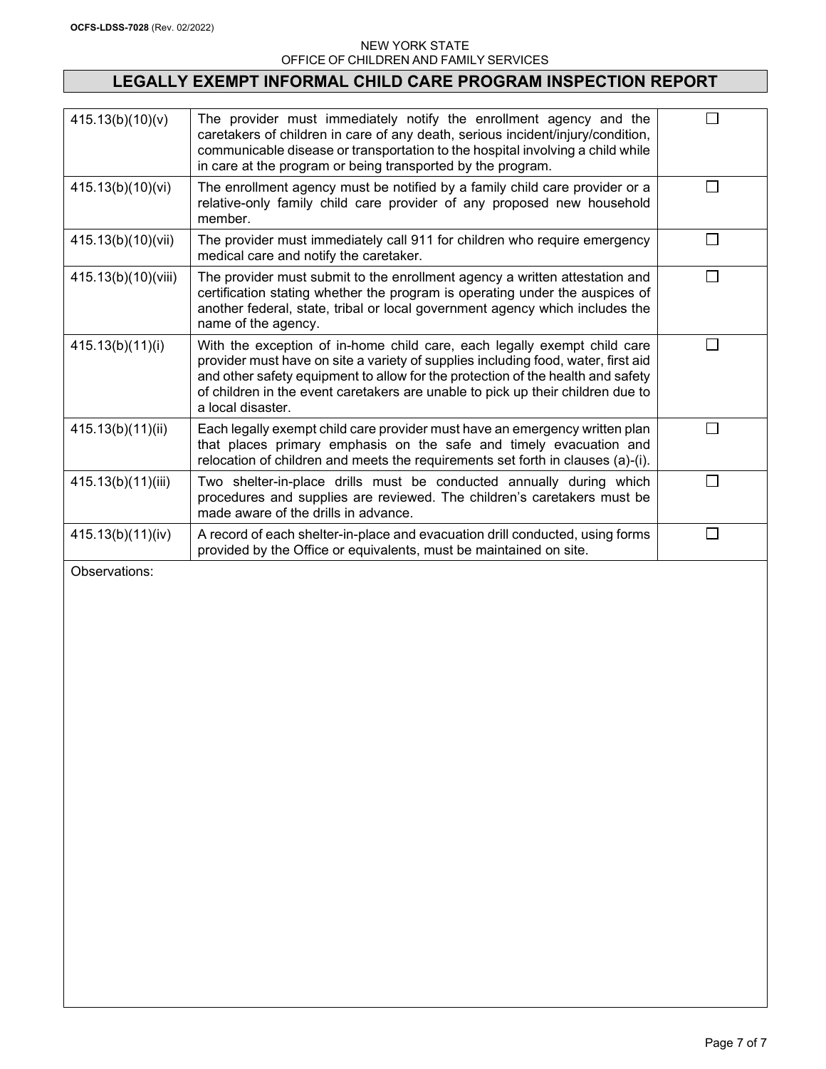OCFS-LDSS-7028 (Rev. 02/2022)

NEW YORK STATE
OFFICE OF CHILDREN AND FAMILY SERVICES

# LEGALLY EXEMPT INFORMAL CHILD CARE PROGRAM INSPECTION REPORT

| | | |
|---|---|---|
| 415.13(b)(10)(v) | The provider must immediately notify the enrollment agency and the caretakers of children in care of any death, serious incident/injury/condition, communicable disease or transportation to the hospital involving a child while in care at the program or being transported by the program. | ☐ |
| 415.13(b)(10)(vi) | The enrollment agency must be notified by a family child care provider or a relative-only family child care provider of any proposed new household member. | ☐ |
| 415.13(b)(10)(vii) | The provider must immediately call 911 for children who require emergency medical care and notify the caretaker. | ☐ |
| 415.13(b)(10)(viii) | The provider must submit to the enrollment agency a written attestation and certification stating whether the program is operating under the auspices of another federal, state, tribal or local government agency which includes the name of the agency. | ☐ |
| 415.13(b)(11)(i) | With the exception of in-home child care, each legally exempt child care provider must have on site a variety of supplies including food, water, first aid and other safety equipment to allow for the protection of the health and safety of children in the event caretakers are unable to pick up their children due to a local disaster. | ☐ |
| 415.13(b)(11)(ii) | Each legally exempt child care provider must have an emergency written plan that places primary emphasis on the safe and timely evacuation and relocation of children and meets the requirements set forth in clauses (a)-(i). | ☐ |
| 415.13(b)(11)(iii) | Two shelter-in-place drills must be conducted annually during which procedures and supplies are reviewed. The children's caretakers must be made aware of the drills in advance. | ☐ |
| 415.13(b)(11)(iv) | A record of each shelter-in-place and evacuation drill conducted, using forms provided by the Office or equivalents, must be maintained on site. | ☐ |

Observations: